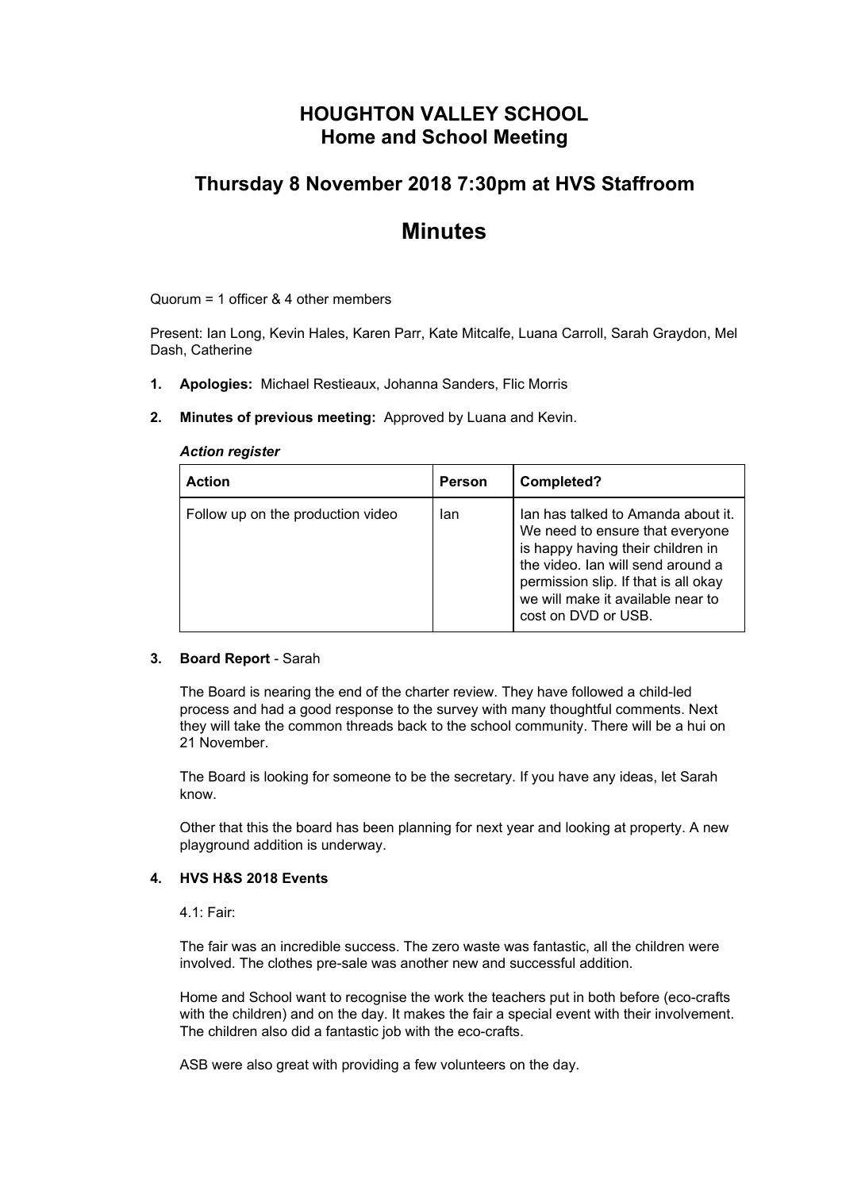# HOUGHTON VALLEY SCHOOL
## Home and School Meeting

## Thursday 8 November 2018 7:30pm at HVS Staffroom

# Minutes

Quorum = 1 officer & 4 other members

Present: Ian Long, Kevin Hales, Karen Parr, Kate Mitcalfe, Luana Carroll, Sarah Graydon, Mel Dash, Catherine

1. **Apologies:** Michael Restieaux, Johanna Sanders, Flic Morris

2. **Minutes of previous meeting:** Approved by Luana and Kevin.

   ***Action register***

| Action | Person | Completed? |
|---|---|---|
| Follow up on the production video | Ian | Ian has talked to Amanda about it. We need to ensure that everyone is happy having their children in the video. Ian will send around a permission slip. If that is all okay we will make it available near to cost on DVD or USB. |

3. **Board Report** - Sarah

   The Board is nearing the end of the charter review. They have followed a child-led process and had a good response to the survey with many thoughtful comments. Next they will take the common threads back to the school community. There will be a hui on 21 November.

   The Board is looking for someone to be the secretary. If you have any ideas, let Sarah know.

   Other that this the board has been planning for next year and looking at property. A new playground addition is underway.

4. **HVS H&S 2018 Events**

   4.1: Fair:

   The fair was an incredible success. The zero waste was fantastic, all the children were involved. The clothes pre-sale was another new and successful addition.

   Home and School want to recognise the work the teachers put in both before (eco-crafts with the children) and on the day. It makes the fair a special event with their involvement. The children also did a fantastic job with the eco-crafts.

   ASB were also great with providing a few volunteers on the day.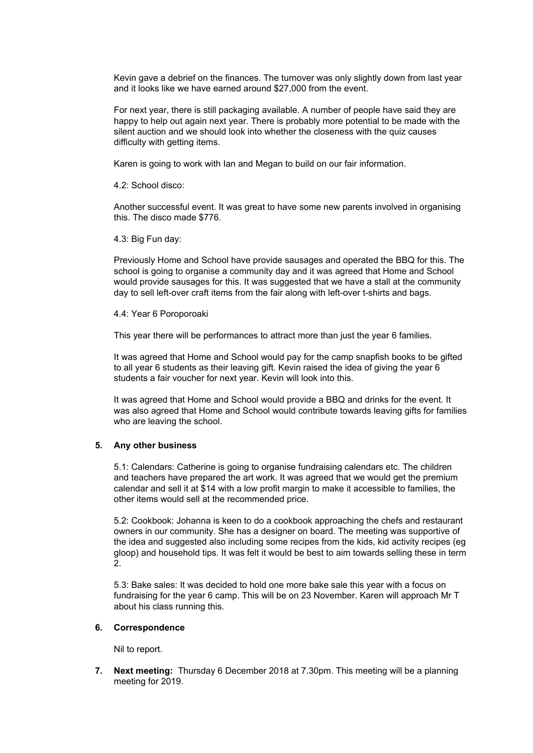Kevin gave a debrief on the finances. The turnover was only slightly down from last year and it looks like we have earned around $27,000 from the event.

For next year, there is still packaging available. A number of people have said they are happy to help out again next year. There is probably more potential to be made with the silent auction and we should look into whether the closeness with the quiz causes difficulty with getting items.

Karen is going to work with Ian and Megan to build on our fair information.

4.2: School disco:

Another successful event. It was great to have some new parents involved in organising this. The disco made $776.

4.3: Big Fun day:

Previously Home and School have provide sausages and operated the BBQ for this. The school is going to organise a community day and it was agreed that Home and School would provide sausages for this. It was suggested that we have a stall at the community day to sell left-over craft items from the fair along with left-over t-shirts and bags.

4.4: Year 6 Poroporoaki

This year there will be performances to attract more than just the year 6 families.

It was agreed that Home and School would pay for the camp snapfish books to be gifted to all year 6 students as their leaving gift. Kevin raised the idea of giving the year 6 students a fair voucher for next year. Kevin will look into this.

It was agreed that Home and School would provide a BBQ and drinks for the event. It was also agreed that Home and School would contribute towards leaving gifts for families who are leaving the school.

**5. Any other business**

5.1: Calendars: Catherine is going to organise fundraising calendars etc. The children and teachers have prepared the art work. It was agreed that we would get the premium calendar and sell it at $14 with a low profit margin to make it accessible to families, the other items would sell at the recommended price.

5.2: Cookbook: Johanna is keen to do a cookbook approaching the chefs and restaurant owners in our community. She has a designer on board. The meeting was supportive of the idea and suggested also including some recipes from the kids, kid activity recipes (eg gloop) and household tips. It was felt it would be best to aim towards selling these in term 2.

5.3: Bake sales: It was decided to hold one more bake sale this year with a focus on fundraising for the year 6 camp. This will be on 23 November. Karen will approach Mr T about his class running this.

**6. Correspondence**

Nil to report.

**7. Next meeting:** Thursday 6 December 2018 at 7.30pm. This meeting will be a planning meeting for 2019.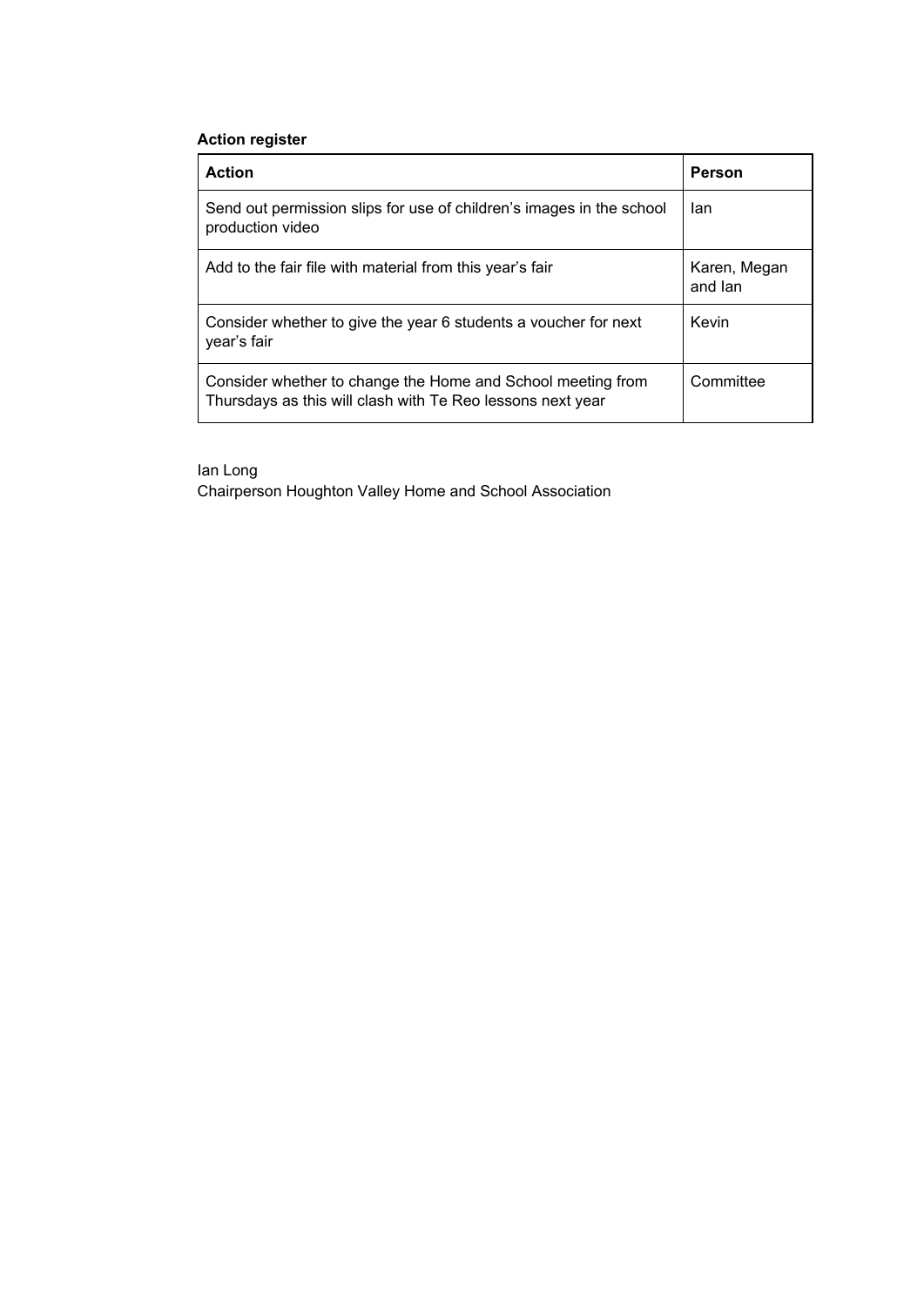**Action register**

| Action | Person |
|---|---|
| Send out permission slips for use of children's images in the school production video | Ian |
| Add to the fair file with material from this year's fair | Karen, Megan and Ian |
| Consider whether to give the year 6 students a voucher for next year's fair | Kevin |
| Consider whether to change the Home and School meeting from Thursdays as this will clash with Te Reo lessons next year | Committee |

Ian Long
Chairperson Houghton Valley Home and School Association